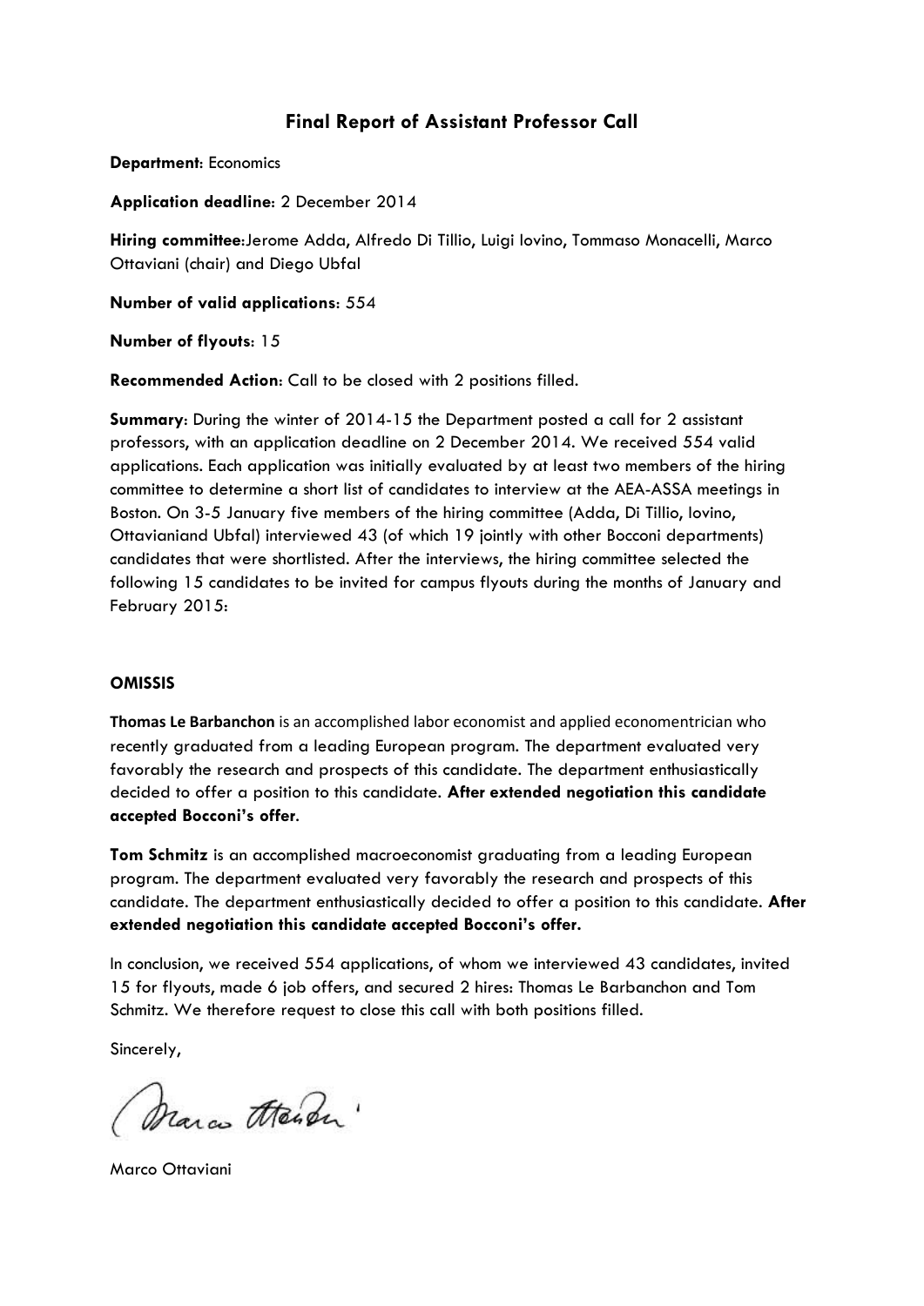# Final Report of Assistant Professor Call

**Department**: Economics

**Application deadline**: 2 December 2014

**Hiring committee**:Jerome Adda, Alfredo Di Tillio, Luigi Iovino, Tommaso Monacelli, Marco Ottaviani (chair) and Diego Ubfal

**Number of valid applications**: 554

**Number of flyouts**: 15

**Recommended Action**: Call to be closed with 2 positions filled.

**Summary**: During the winter of 2014-15 the Department posted a call for 2 assistant professors, with an application deadline on 2 December 2014. We received 554 valid applications. Each application was initially evaluated by at least two members of the hiring committee to determine a short list of candidates to interview at the AEA-ASSA meetings in Boston. On 3-5 January five members of the hiring committee (Adda, Di Tillio, Iovino, Ottavianiand Ubfal) interviewed 43 (of which 19 jointly with other Bocconi departments) candidates that were shortlisted. After the interviews, the hiring committee selected the following 15 candidates to be invited for campus flyouts during the months of January and February 2015:

**OMISSIS**

**Thomas Le Barbanchon** is an accomplished labor economist and applied economentrician who recently graduated from a leading European program. The department evaluated very favorably the research and prospects of this candidate. The department enthusiastically decided to offer a position to this candidate. **After extended negotiation this candidate accepted Bocconi's offer**.

**Tom Schmitz** is an accomplished macroeconomist graduating from a leading European program. The department evaluated very favorably the research and prospects of this candidate. The department enthusiastically decided to offer a position to this candidate. **After extended negotiation this candidate accepted Bocconi's offer.**

In conclusion, we received 554 applications, of whom we interviewed 43 candidates, invited 15 for flyouts, made 6 job offers, and secured 2 hires: Thomas Le Barbanchon and Tom Schmitz. We therefore request to close this call with both positions filled.

Sincerely,

Marco Ottaviani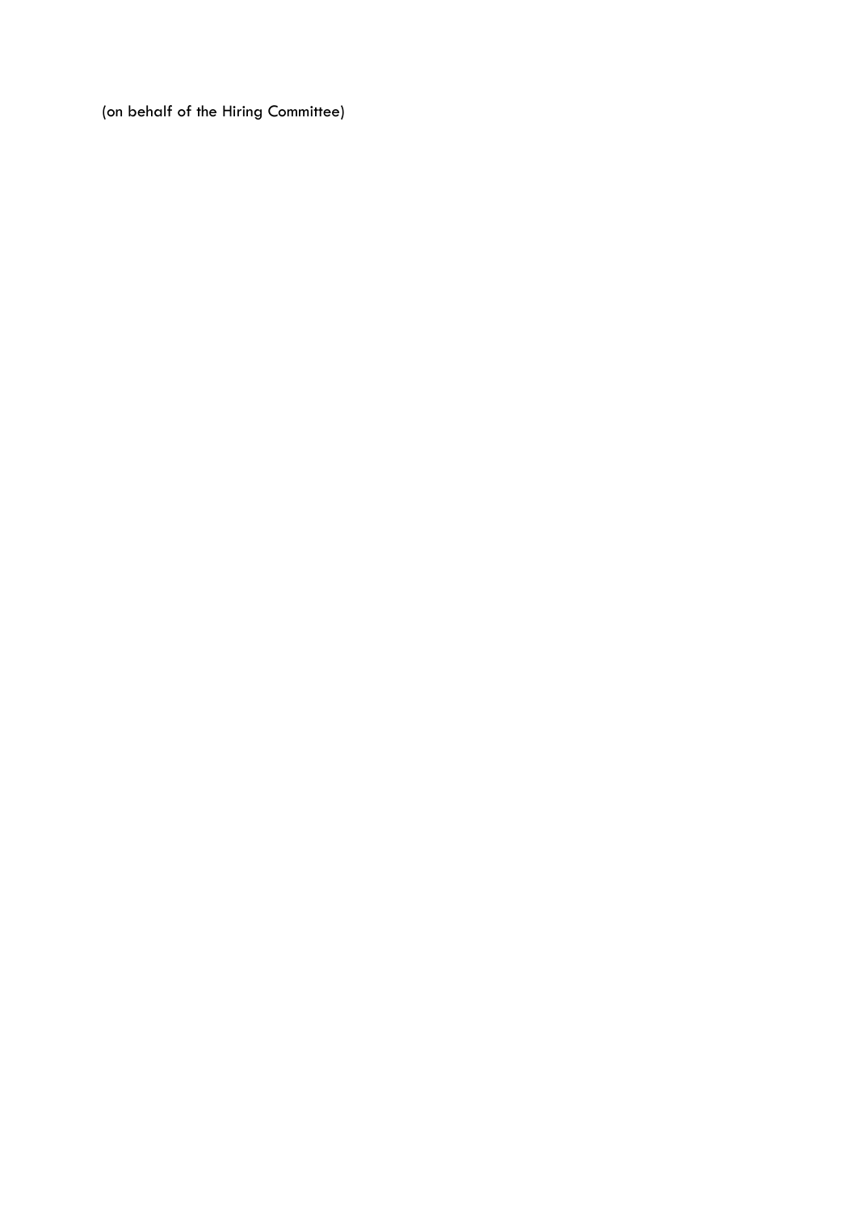(on behalf of the Hiring Committee)